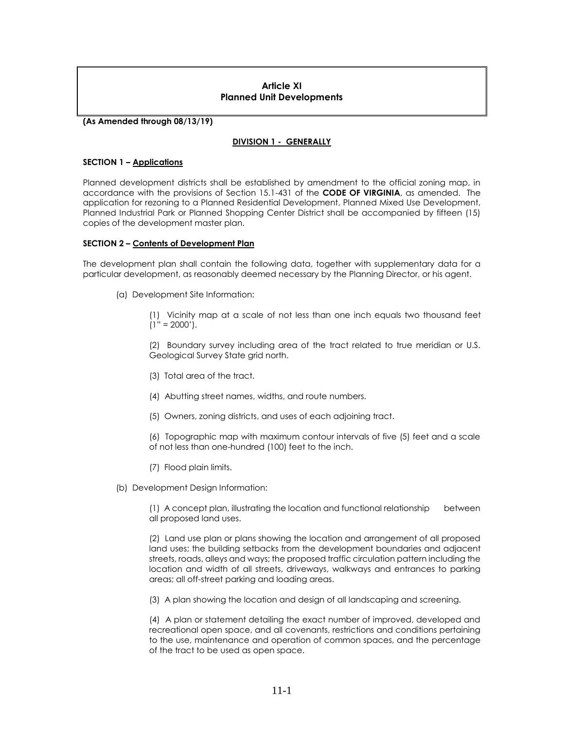# Article XI
# Planned Unit Developments

**(As Amended through 08/13/19)**

## DIVISION 1 - GENERALLY

### SECTION 1 – Applications

Planned development districts shall be established by amendment to the official zoning map, in accordance with the provisions of Section 15.1-431 of the **CODE OF VIRGINIA**, as amended. The application for rezoning to a Planned Residential Development, Planned Mixed Use Development, Planned Industrial Park or Planned Shopping Center District shall be accompanied by fifteen (15) copies of the development master plan.

### SECTION 2 – Contents of Development Plan

The development plan shall contain the following data, together with supplementary data for a particular development, as reasonably deemed necessary by the Planning Director, or his agent.

(a) Development Site Information:

(1) Vicinity map at a scale of not less than one inch equals two thousand feet (1" = 2000').

(2) Boundary survey including area of the tract related to true meridian or U.S. Geological Survey State grid north.

(3) Total area of the tract.

(4) Abutting street names, widths, and route numbers.

(5) Owners, zoning districts, and uses of each adjoining tract.

(6) Topographic map with maximum contour intervals of five (5) feet and a scale of not less than one-hundred (100) feet to the inch.

(7) Flood plain limits.

(b) Development Design Information:

(1) A concept plan, illustrating the location and functional relationship between all proposed land uses.

(2) Land use plan or plans showing the location and arrangement of all proposed land uses; the building setbacks from the development boundaries and adjacent streets, roads, alleys and ways; the proposed traffic circulation pattern including the location and width of all streets, driveways, walkways and entrances to parking areas; all off-street parking and loading areas.

(3) A plan showing the location and design of all landscaping and screening.

(4) A plan or statement detailing the exact number of improved, developed and recreational open space, and all covenants, restrictions and conditions pertaining to the use, maintenance and operation of common spaces, and the percentage of the tract to be used as open space.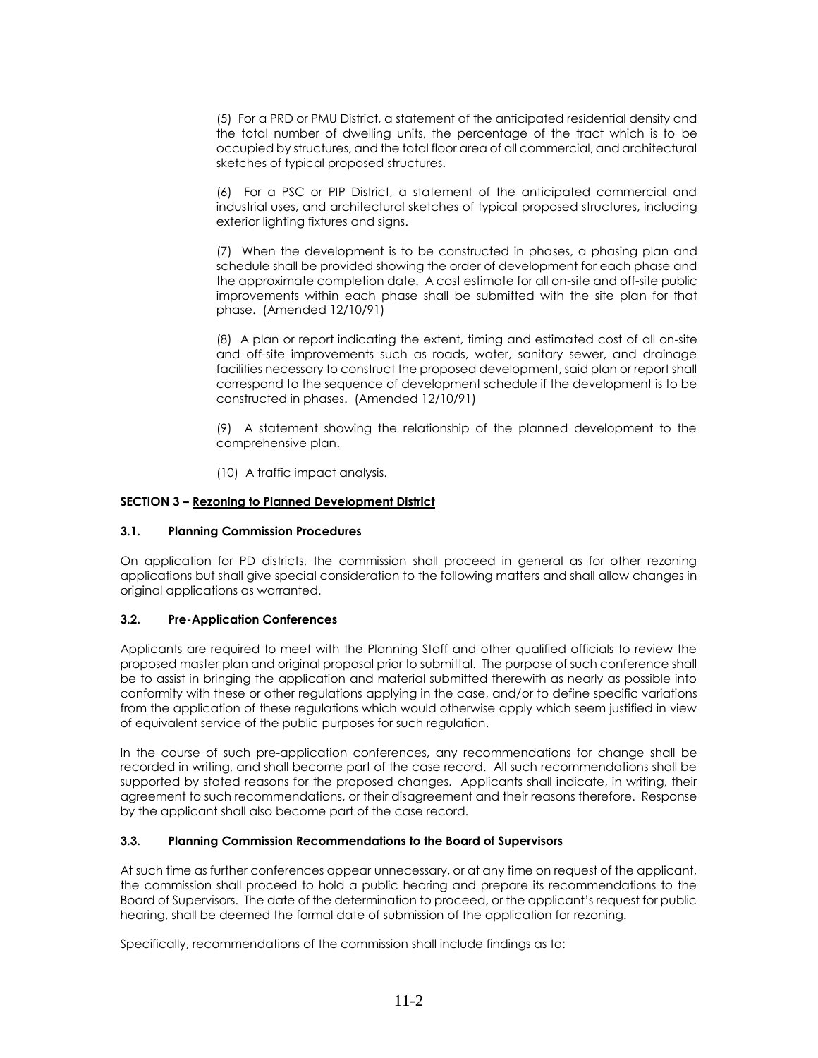(5) For a PRD or PMU District, a statement of the anticipated residential density and the total number of dwelling units, the percentage of the tract which is to be occupied by structures, and the total floor area of all commercial, and architectural sketches of typical proposed structures.

(6) For a PSC or PIP District, a statement of the anticipated commercial and industrial uses, and architectural sketches of typical proposed structures, including exterior lighting fixtures and signs.

(7) When the development is to be constructed in phases, a phasing plan and schedule shall be provided showing the order of development for each phase and the approximate completion date. A cost estimate for all on-site and off-site public improvements within each phase shall be submitted with the site plan for that phase. (Amended 12/10/91)

(8) A plan or report indicating the extent, timing and estimated cost of all on-site and off-site improvements such as roads, water, sanitary sewer, and drainage facilities necessary to construct the proposed development, said plan or report shall correspond to the sequence of development schedule if the development is to be constructed in phases. (Amended 12/10/91)

(9) A statement showing the relationship of the planned development to the comprehensive plan.

(10) A traffic impact analysis.

## SECTION 3 – Rezoning to Planned Development District

### 3.1. Planning Commission Procedures

On application for PD districts, the commission shall proceed in general as for other rezoning applications but shall give special consideration to the following matters and shall allow changes in original applications as warranted.

### 3.2. Pre-Application Conferences

Applicants are required to meet with the Planning Staff and other qualified officials to review the proposed master plan and original proposal prior to submittal. The purpose of such conference shall be to assist in bringing the application and material submitted therewith as nearly as possible into conformity with these or other regulations applying in the case, and/or to define specific variations from the application of these regulations which would otherwise apply which seem justified in view of equivalent service of the public purposes for such regulation.

In the course of such pre-application conferences, any recommendations for change shall be recorded in writing, and shall become part of the case record. All such recommendations shall be supported by stated reasons for the proposed changes. Applicants shall indicate, in writing, their agreement to such recommendations, or their disagreement and their reasons therefore. Response by the applicant shall also become part of the case record.

### 3.3. Planning Commission Recommendations to the Board of Supervisors

At such time as further conferences appear unnecessary, or at any time on request of the applicant, the commission shall proceed to hold a public hearing and prepare its recommendations to the Board of Supervisors. The date of the determination to proceed, or the applicant's request for public hearing, shall be deemed the formal date of submission of the application for rezoning.

Specifically, recommendations of the commission shall include findings as to: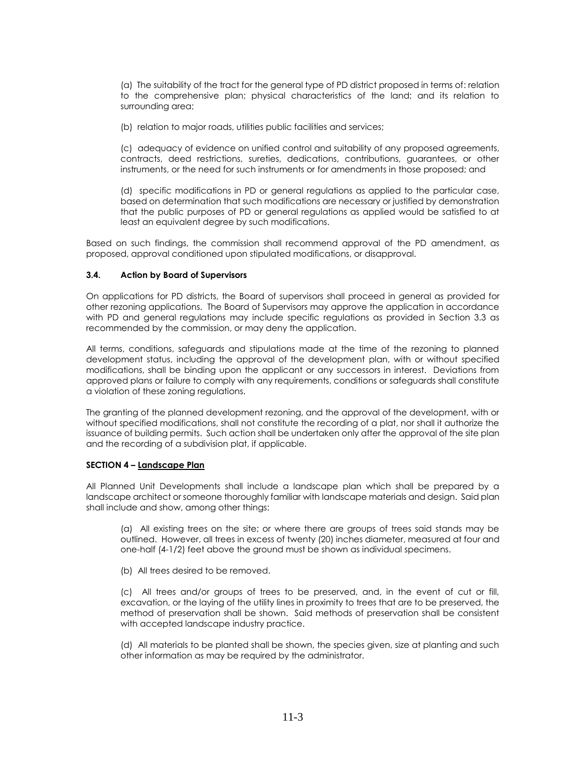(a) The suitability of the tract for the general type of PD district proposed in terms of: relation to the comprehensive plan; physical characteristics of the land; and its relation to surrounding area;

(b) relation to major roads, utilities public facilities and services;

(c) adequacy of evidence on unified control and suitability of any proposed agreements, contracts, deed restrictions, sureties, dedications, contributions, guarantees, or other instruments, or the need for such instruments or for amendments in those proposed; and

(d) specific modifications in PD or general regulations as applied to the particular case, based on determination that such modifications are necessary or justified by demonstration that the public purposes of PD or general regulations as applied would be satisfied to at least an equivalent degree by such modifications.

Based on such findings, the commission shall recommend approval of the PD amendment, as proposed, approval conditioned upon stipulated modifications, or disapproval.

### 3.4. Action by Board of Supervisors

On applications for PD districts, the Board of supervisors shall proceed in general as provided for other rezoning applications. The Board of Supervisors may approve the application in accordance with PD and general regulations may include specific regulations as provided in Section 3.3 as recommended by the commission, or may deny the application.

All terms, conditions, safeguards and stipulations made at the time of the rezoning to planned development status, including the approval of the development plan, with or without specified modifications, shall be binding upon the applicant or any successors in interest. Deviations from approved plans or failure to comply with any requirements, conditions or safeguards shall constitute a violation of these zoning regulations.

The granting of the planned development rezoning, and the approval of the development, with or without specified modifications, shall not constitute the recording of a plat, nor shall it authorize the issuance of building permits. Such action shall be undertaken only after the approval of the site plan and the recording of a subdivision plat, if applicable.

## SECTION 4 – Landscape Plan

All Planned Unit Developments shall include a landscape plan which shall be prepared by a landscape architect or someone thoroughly familiar with landscape materials and design. Said plan shall include and show, among other things:

(a) All existing trees on the site; or where there are groups of trees said stands may be outlined. However, all trees in excess of twenty (20) inches diameter, measured at four and one-half (4-1/2) feet above the ground must be shown as individual specimens.

(b) All trees desired to be removed.

(c) All trees and/or groups of trees to be preserved, and, in the event of cut or fill, excavation, or the laying of the utility lines in proximity to trees that are to be preserved, the method of preservation shall be shown. Said methods of preservation shall be consistent with accepted landscape industry practice.

(d) All materials to be planted shall be shown, the species given, size at planting and such other information as may be required by the administrator.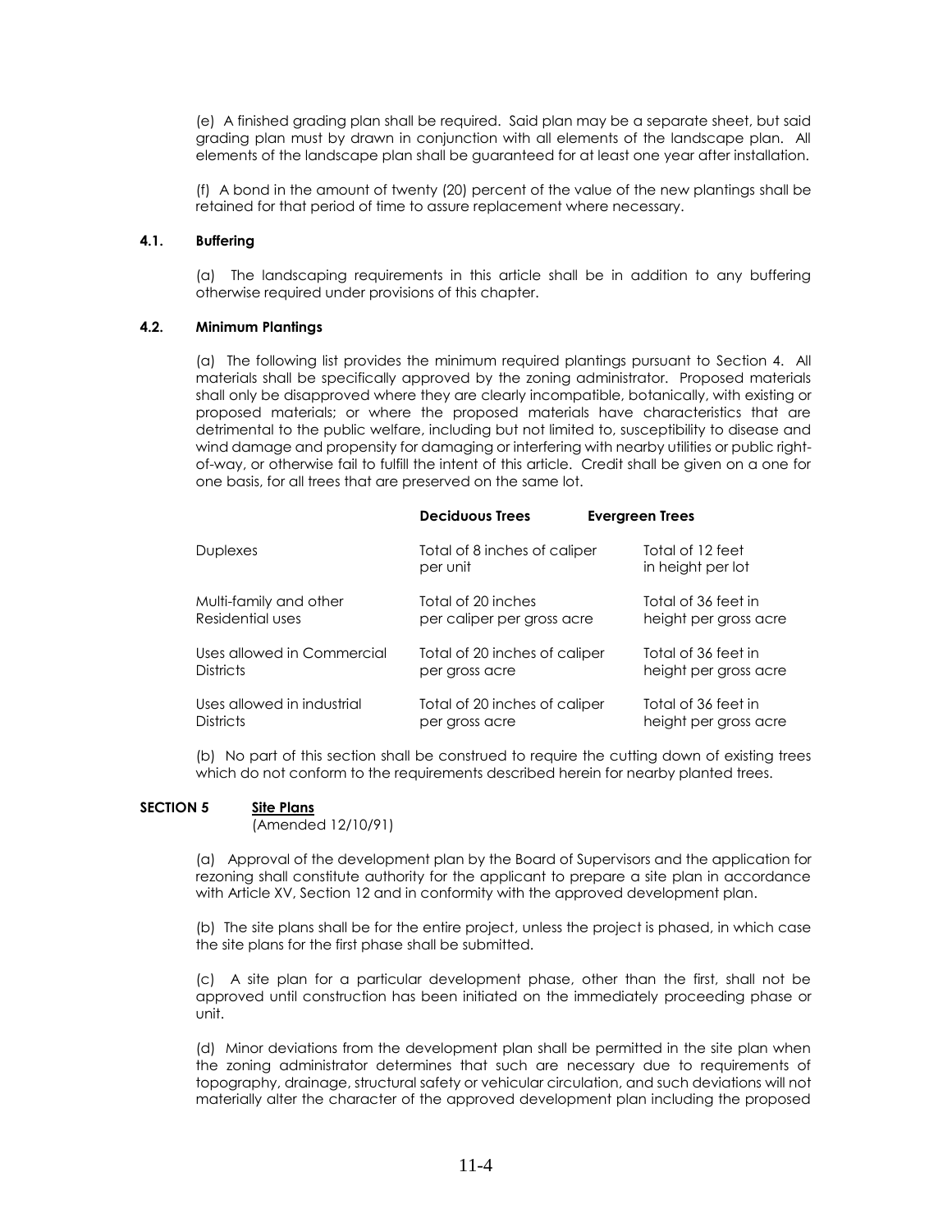(e) A finished grading plan shall be required. Said plan may be a separate sheet, but said grading plan must by drawn in conjunction with all elements of the landscape plan. All elements of the landscape plan shall be guaranteed for at least one year after installation.

(f) A bond in the amount of twenty (20) percent of the value of the new plantings shall be retained for that period of time to assure replacement where necessary.

#### 4.1. Buffering

(a) The landscaping requirements in this article shall be in addition to any buffering otherwise required under provisions of this chapter.

#### 4.2. Minimum Plantings

(a) The following list provides the minimum required plantings pursuant to Section 4. All materials shall be specifically approved by the zoning administrator. Proposed materials shall only be disapproved where they are clearly incompatible, botanically, with existing or proposed materials; or where the proposed materials have characteristics that are detrimental to the public welfare, including but not limited to, susceptibility to disease and wind damage and propensity for damaging or interfering with nearby utilities or public right-of-way, or otherwise fail to fulfill the intent of this article. Credit shall be given on a one for one basis, for all trees that are preserved on the same lot.

| | **Deciduous Trees** | **Evergreen Trees** |
|---|---|---|
| Duplexes | Total of 8 inches of caliper per unit | Total of 12 feet in height per lot |
| Multi-family and other Residential uses | Total of 20 inches per caliper per gross acre | Total of 36 feet in height per gross acre |
| Uses allowed in Commercial Districts | Total of 20 inches of caliper per gross acre | Total of 36 feet in height per gross acre |
| Uses allowed in industrial Districts | Total of 20 inches of caliper per gross acre | Total of 36 feet in height per gross acre |

(b) No part of this section shall be construed to require the cutting down of existing trees which do not conform to the requirements described herein for nearby planted trees.

### SECTION 5 Site Plans

(Amended 12/10/91)

(a) Approval of the development plan by the Board of Supervisors and the application for rezoning shall constitute authority for the applicant to prepare a site plan in accordance with Article XV, Section 12 and in conformity with the approved development plan.

(b) The site plans shall be for the entire project, unless the project is phased, in which case the site plans for the first phase shall be submitted.

(c) A site plan for a particular development phase, other than the first, shall not be approved until construction has been initiated on the immediately proceeding phase or unit.

(d) Minor deviations from the development plan shall be permitted in the site plan when the zoning administrator determines that such are necessary due to requirements of topography, drainage, structural safety or vehicular circulation, and such deviations will not materially alter the character of the approved development plan including the proposed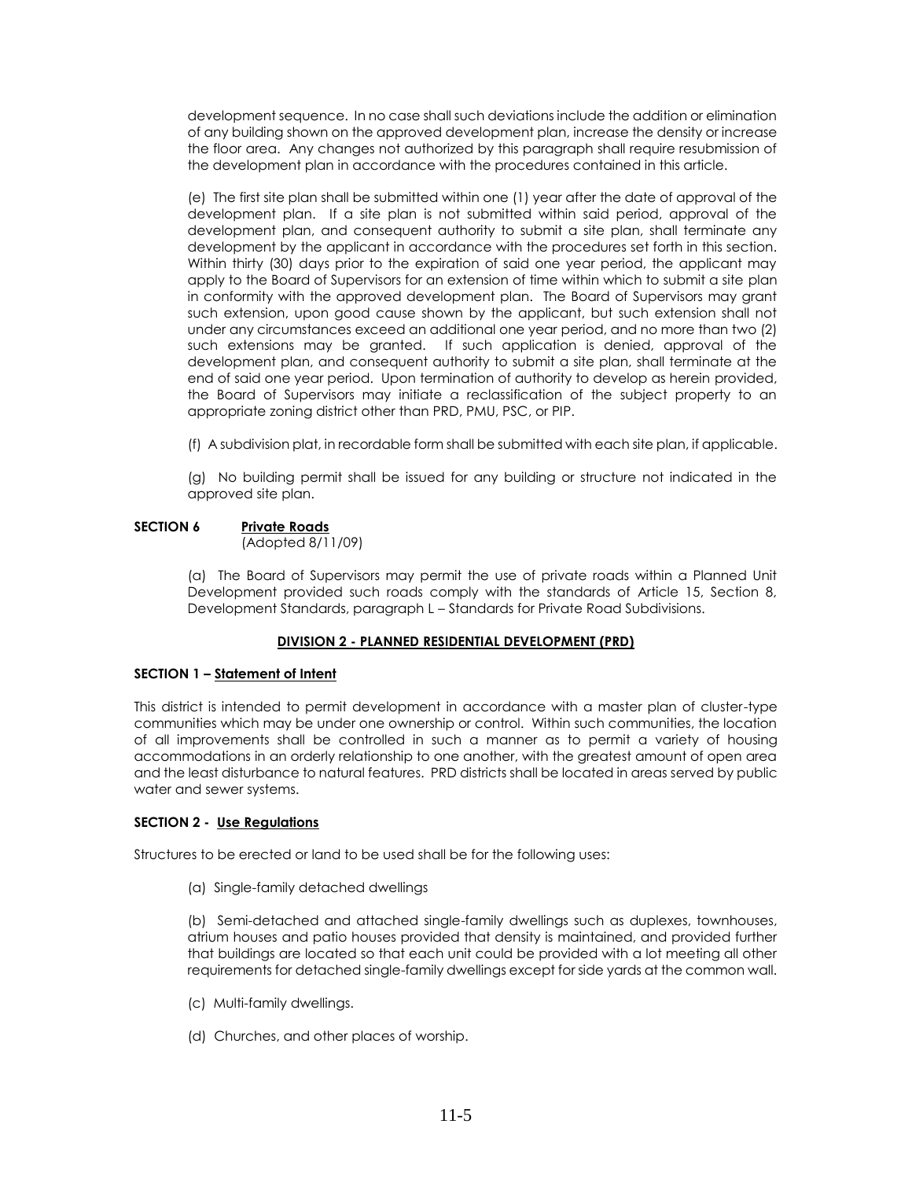development sequence. In no case shall such deviations include the addition or elimination of any building shown on the approved development plan, increase the density or increase the floor area. Any changes not authorized by this paragraph shall require resubmission of the development plan in accordance with the procedures contained in this article.

(e) The first site plan shall be submitted within one (1) year after the date of approval of the development plan. If a site plan is not submitted within said period, approval of the development plan, and consequent authority to submit a site plan, shall terminate any development by the applicant in accordance with the procedures set forth in this section. Within thirty (30) days prior to the expiration of said one year period, the applicant may apply to the Board of Supervisors for an extension of time within which to submit a site plan in conformity with the approved development plan. The Board of Supervisors may grant such extension, upon good cause shown by the applicant, but such extension shall not under any circumstances exceed an additional one year period, and no more than two (2) such extensions may be granted. If such application is denied, approval of the development plan, and consequent authority to submit a site plan, shall terminate at the end of said one year period. Upon termination of authority to develop as herein provided, the Board of Supervisors may initiate a reclassification of the subject property to an appropriate zoning district other than PRD, PMU, PSC, or PIP.

(f) A subdivision plat, in recordable form shall be submitted with each site plan, if applicable.

(g) No building permit shall be issued for any building or structure not indicated in the approved site plan.

**SECTION 6 Private Roads**
(Adopted 8/11/09)

(a) The Board of Supervisors may permit the use of private roads within a Planned Unit Development provided such roads comply with the standards of Article 15, Section 8, Development Standards, paragraph L – Standards for Private Road Subdivisions.

## DIVISION 2 - PLANNED RESIDENTIAL DEVELOPMENT (PRD)

**SECTION 1 – Statement of Intent**

This district is intended to permit development in accordance with a master plan of cluster-type communities which may be under one ownership or control. Within such communities, the location of all improvements shall be controlled in such a manner as to permit a variety of housing accommodations in an orderly relationship to one another, with the greatest amount of open area and the least disturbance to natural features. PRD districts shall be located in areas served by public water and sewer systems.

**SECTION 2 - Use Regulations**

Structures to be erected or land to be used shall be for the following uses:

(a) Single-family detached dwellings

(b) Semi-detached and attached single-family dwellings such as duplexes, townhouses, atrium houses and patio houses provided that density is maintained, and provided further that buildings are located so that each unit could be provided with a lot meeting all other requirements for detached single-family dwellings except for side yards at the common wall.

(c) Multi-family dwellings.

(d) Churches, and other places of worship.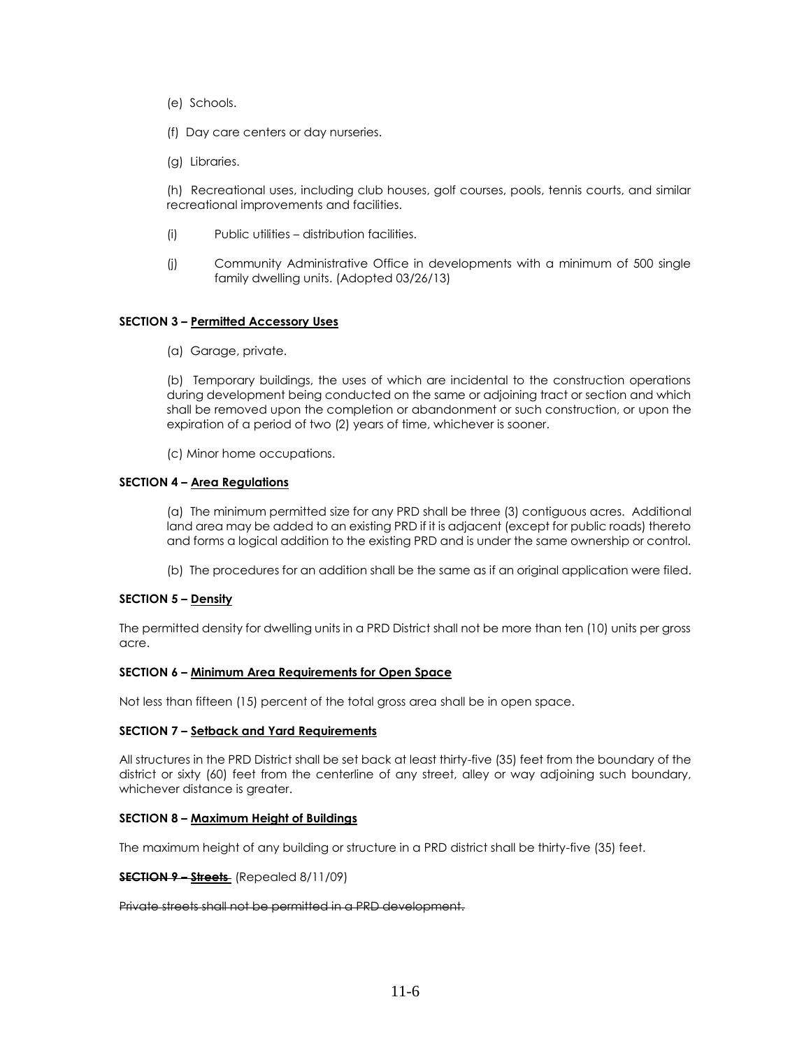(e) Schools.

(f) Day care centers or day nurseries.

(g) Libraries.

(h) Recreational uses, including club houses, golf courses, pools, tennis courts, and similar recreational improvements and facilities.

(i) Public utilities – distribution facilities.

(j) Community Administrative Office in developments with a minimum of 500 single family dwelling units. (Adopted 03/26/13)

**SECTION 3 – Permitted Accessory Uses**

(a) Garage, private.

(b) Temporary buildings, the uses of which are incidental to the construction operations during development being conducted on the same or adjoining tract or section and which shall be removed upon the completion or abandonment or such construction, or upon the expiration of a period of two (2) years of time, whichever is sooner.

(c) Minor home occupations.

**SECTION 4 – Area Regulations**

(a) The minimum permitted size for any PRD shall be three (3) contiguous acres. Additional land area may be added to an existing PRD if it is adjacent (except for public roads) thereto and forms a logical addition to the existing PRD and is under the same ownership or control.

(b) The procedures for an addition shall be the same as if an original application were filed.

**SECTION 5 – Density**

The permitted density for dwelling units in a PRD District shall not be more than ten (10) units per gross acre.

**SECTION 6 – Minimum Area Requirements for Open Space**

Not less than fifteen (15) percent of the total gross area shall be in open space.

**SECTION 7 – Setback and Yard Requirements**

All structures in the PRD District shall be set back at least thirty-five (35) feet from the boundary of the district or sixty (60) feet from the centerline of any street, alley or way adjoining such boundary, whichever distance is greater.

**SECTION 8 – Maximum Height of Buildings**

The maximum height of any building or structure in a PRD district shall be thirty-five (35) feet.

~~**SECTION 9 – Streets**~~ (Repealed 8/11/09)

~~Private streets shall not be permitted in a PRD development.~~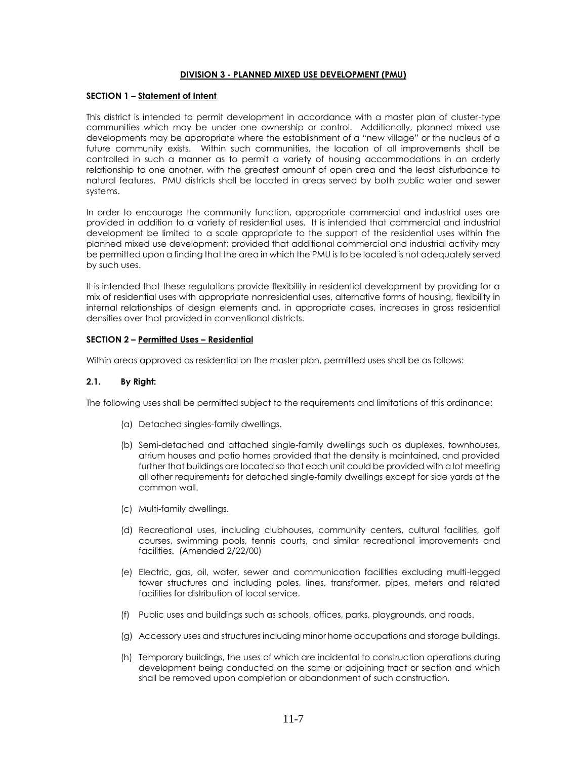# DIVISION 3 - PLANNED MIXED USE DEVELOPMENT (PMU)

## SECTION 1 – Statement of Intent

This district is intended to permit development in accordance with a master plan of cluster-type communities which may be under one ownership or control. Additionally, planned mixed use developments may be appropriate where the establishment of a "new village" or the nucleus of a future community exists. Within such communities, the location of all improvements shall be controlled in such a manner as to permit a variety of housing accommodations in an orderly relationship to one another, with the greatest amount of open area and the least disturbance to natural features. PMU districts shall be located in areas served by both public water and sewer systems.

In order to encourage the community function, appropriate commercial and industrial uses are provided in addition to a variety of residential uses. It is intended that commercial and industrial development be limited to a scale appropriate to the support of the residential uses within the planned mixed use development; provided that additional commercial and industrial activity may be permitted upon a finding that the area in which the PMU is to be located is not adequately served by such uses.

It is intended that these regulations provide flexibility in residential development by providing for a mix of residential uses with appropriate nonresidential uses, alternative forms of housing, flexibility in internal relationships of design elements and, in appropriate cases, increases in gross residential densities over that provided in conventional districts.

## SECTION 2 – Permitted Uses – Residential

Within areas approved as residential on the master plan, permitted uses shall be as follows:

### 2.1. By Right:

The following uses shall be permitted subject to the requirements and limitations of this ordinance:

(a) Detached singles-family dwellings.

(b) Semi-detached and attached single-family dwellings such as duplexes, townhouses, atrium houses and patio homes provided that the density is maintained, and provided further that buildings are located so that each unit could be provided with a lot meeting all other requirements for detached single-family dwellings except for side yards at the common wall.

(c) Multi-family dwellings.

(d) Recreational uses, including clubhouses, community centers, cultural facilities, golf courses, swimming pools, tennis courts, and similar recreational improvements and facilities. (Amended 2/22/00)

(e) Electric, gas, oil, water, sewer and communication facilities excluding multi-legged tower structures and including poles, lines, transformer, pipes, meters and related facilities for distribution of local service.

(f) Public uses and buildings such as schools, offices, parks, playgrounds, and roads.

(g) Accessory uses and structures including minor home occupations and storage buildings.

(h) Temporary buildings, the uses of which are incidental to construction operations during development being conducted on the same or adjoining tract or section and which shall be removed upon completion or abandonment of such construction.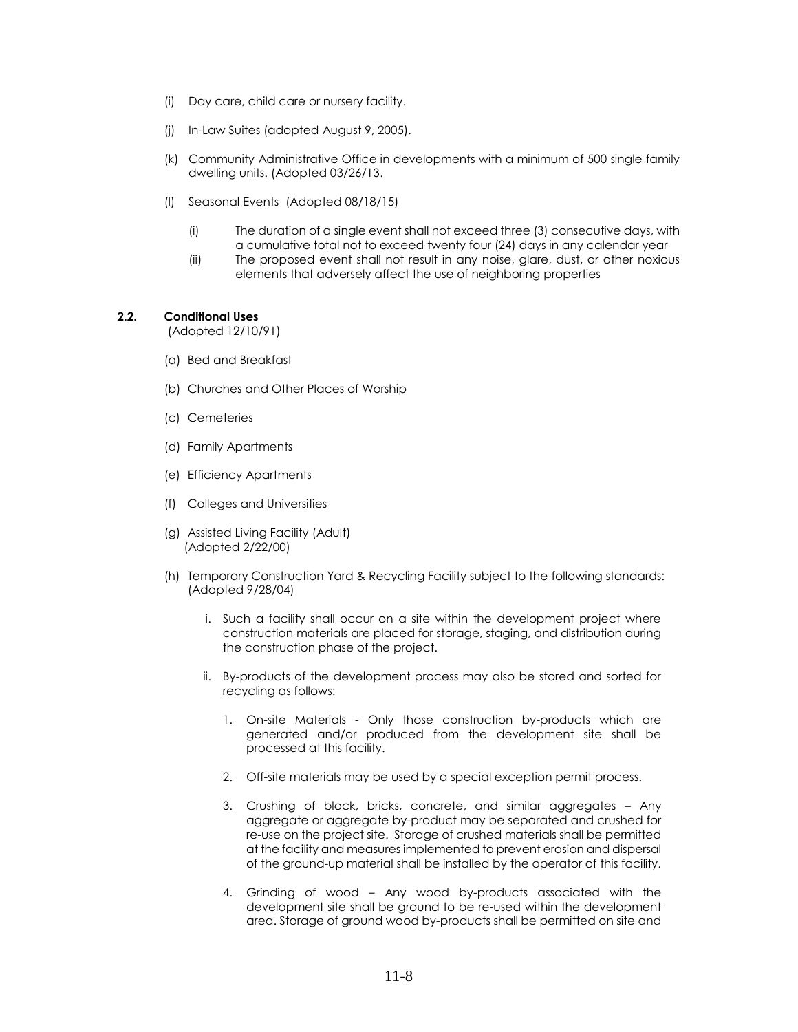(i) Day care, child care or nursery facility.

(j) In-Law Suites (adopted August 9, 2005).

(k) Community Administrative Office in developments with a minimum of 500 single family dwelling units. (Adopted 03/26/13.

(l) Seasonal Events (Adopted 08/18/15)

- (i) The duration of a single event shall not exceed three (3) consecutive days, with a cumulative total not to exceed twenty four (24) days in any calendar year
- (ii) The proposed event shall not result in any noise, glare, dust, or other noxious elements that adversely affect the use of neighboring properties

**2.2. Conditional Uses**
(Adopted 12/10/91)

(a) Bed and Breakfast

(b) Churches and Other Places of Worship

(c) Cemeteries

(d) Family Apartments

(e) Efficiency Apartments

(f) Colleges and Universities

(g) Assisted Living Facility (Adult)
(Adopted 2/22/00)

(h) Temporary Construction Yard & Recycling Facility subject to the following standards: (Adopted 9/28/04)

i. Such a facility shall occur on a site within the development project where construction materials are placed for storage, staging, and distribution during the construction phase of the project.

ii. By-products of the development process may also be stored and sorted for recycling as follows:

1. On-site Materials - Only those construction by-products which are generated and/or produced from the development site shall be processed at this facility.

2. Off-site materials may be used by a special exception permit process.

3. Crushing of block, bricks, concrete, and similar aggregates – Any aggregate or aggregate by-product may be separated and crushed for re-use on the project site. Storage of crushed materials shall be permitted at the facility and measures implemented to prevent erosion and dispersal of the ground-up material shall be installed by the operator of this facility.

4. Grinding of wood – Any wood by-products associated with the development site shall be ground to be re-used within the development area. Storage of ground wood by-products shall be permitted on site and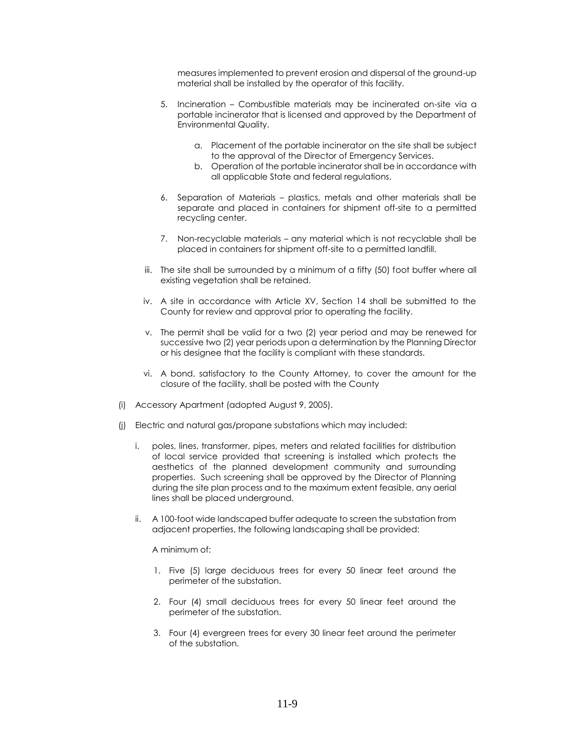measures implemented to prevent erosion and dispersal of the ground-up material shall be installed by the operator of this facility.

5. Incineration – Combustible materials may be incinerated on-site via a portable incinerator that is licensed and approved by the Department of Environmental Quality.

    a. Placement of the portable incinerator on the site shall be subject to the approval of the Director of Emergency Services.
    b. Operation of the portable incinerator shall be in accordance with all applicable State and federal regulations.

6. Separation of Materials – plastics, metals and other materials shall be separate and placed in containers for shipment off-site to a permitted recycling center.

7. Non-recyclable materials – any material which is not recyclable shall be placed in containers for shipment off-site to a permitted landfill.

iii. The site shall be surrounded by a minimum of a fifty (50) foot buffer where all existing vegetation shall be retained.

iv. A site in accordance with Article XV, Section 14 shall be submitted to the County for review and approval prior to operating the facility.

v. The permit shall be valid for a two (2) year period and may be renewed for successive two (2) year periods upon a determination by the Planning Director or his designee that the facility is compliant with these standards.

vi. A bond, satisfactory to the County Attorney, to cover the amount for the closure of the facility, shall be posted with the County

(i) Accessory Apartment (adopted August 9, 2005).

(j) Electric and natural gas/propane substations which may included:

i. poles, lines, transformer, pipes, meters and related facilities for distribution of local service provided that screening is installed which protects the aesthetics of the planned development community and surrounding properties. Such screening shall be approved by the Director of Planning during the site plan process and to the maximum extent feasible, any aerial lines shall be placed underground.

ii. A 100-foot wide landscaped buffer adequate to screen the substation from adjacent properties, the following landscaping shall be provided:

A minimum of:

1. Five (5) large deciduous trees for every 50 linear feet around the perimeter of the substation.

2. Four (4) small deciduous trees for every 50 linear feet around the perimeter of the substation.

3. Four (4) evergreen trees for every 30 linear feet around the perimeter of the substation.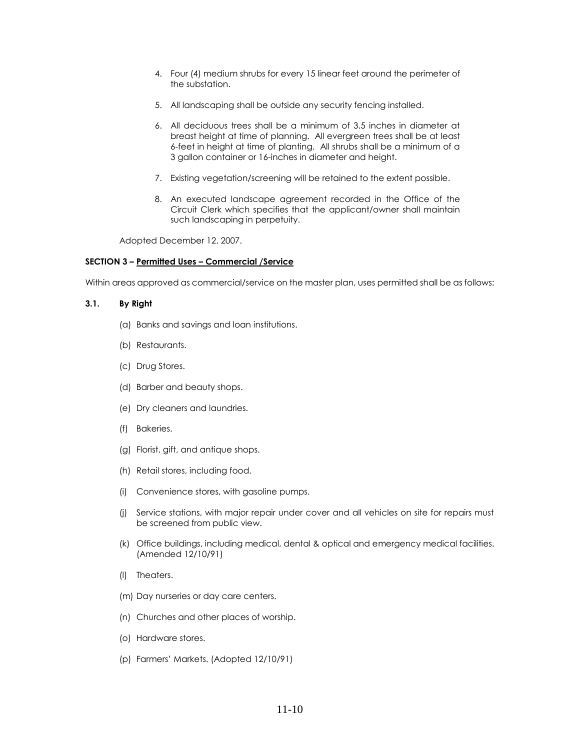4. Four (4) medium shrubs for every 15 linear feet around the perimeter of the substation.

5. All landscaping shall be outside any security fencing installed.

6. All deciduous trees shall be a minimum of 3.5 inches in diameter at breast height at time of planning. All evergreen trees shall be at least 6-feet in height at time of planting. All shrubs shall be a minimum of a 3 gallon container or 16-inches in diameter and height.

7. Existing vegetation/screening will be retained to the extent possible.

8. An executed landscape agreement recorded in the Office of the Circuit Clerk which specifies that the applicant/owner shall maintain such landscaping in perpetuity.

Adopted December 12, 2007.

### SECTION 3 – Permitted Uses – Commercial /Service

Within areas approved as commercial/service on the master plan, uses permitted shall be as follows:

#### 3.1. By Right

(a) Banks and savings and loan institutions.

(b) Restaurants.

(c) Drug Stores.

(d) Barber and beauty shops.

(e) Dry cleaners and laundries.

(f) Bakeries.

(g) Florist, gift, and antique shops.

(h) Retail stores, including food.

(i) Convenience stores, with gasoline pumps.

(j) Service stations, with major repair under cover and all vehicles on site for repairs must be screened from public view.

(k) Office buildings, including medical, dental & optical and emergency medical facilities. (Amended 12/10/91)

(l) Theaters.

(m) Day nurseries or day care centers.

(n) Churches and other places of worship.

(o) Hardware stores.

(p) Farmers' Markets. (Adopted 12/10/91)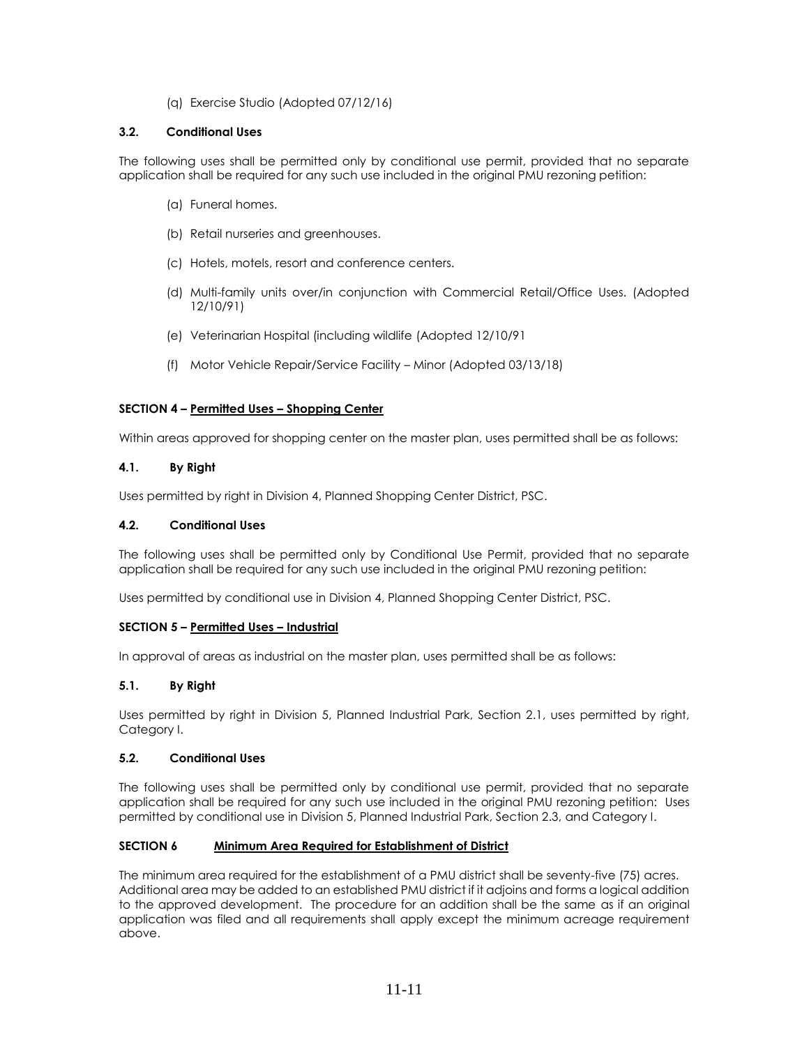(q) Exercise Studio (Adopted 07/12/16)

### 3.2. Conditional Uses

The following uses shall be permitted only by conditional use permit, provided that no separate application shall be required for any such use included in the original PMU rezoning petition:

(a) Funeral homes.

(b) Retail nurseries and greenhouses.

(c) Hotels, motels, resort and conference centers.

(d) Multi-family units over/in conjunction with Commercial Retail/Office Uses. (Adopted 12/10/91)

(e) Veterinarian Hospital (including wildlife (Adopted 12/10/91

(f) Motor Vehicle Repair/Service Facility – Minor (Adopted 03/13/18)

## SECTION 4 – Permitted Uses – Shopping Center

Within areas approved for shopping center on the master plan, uses permitted shall be as follows:

### 4.1. By Right

Uses permitted by right in Division 4, Planned Shopping Center District, PSC.

### 4.2. Conditional Uses

The following uses shall be permitted only by Conditional Use Permit, provided that no separate application shall be required for any such use included in the original PMU rezoning petition:

Uses permitted by conditional use in Division 4, Planned Shopping Center District, PSC.

## SECTION 5 – Permitted Uses – Industrial

In approval of areas as industrial on the master plan, uses permitted shall be as follows:

### 5.1. By Right

Uses permitted by right in Division 5, Planned Industrial Park, Section 2.1, uses permitted by right, Category I.

### 5.2. Conditional Uses

The following uses shall be permitted only by conditional use permit, provided that no separate application shall be required for any such use included in the original PMU rezoning petition: Uses permitted by conditional use in Division 5, Planned Industrial Park, Section 2.3, and Category I.

## SECTION 6 Minimum Area Required for Establishment of District

The minimum area required for the establishment of a PMU district shall be seventy-five (75) acres. Additional area may be added to an established PMU district if it adjoins and forms a logical addition to the approved development. The procedure for an addition shall be the same as if an original application was filed and all requirements shall apply except the minimum acreage requirement above.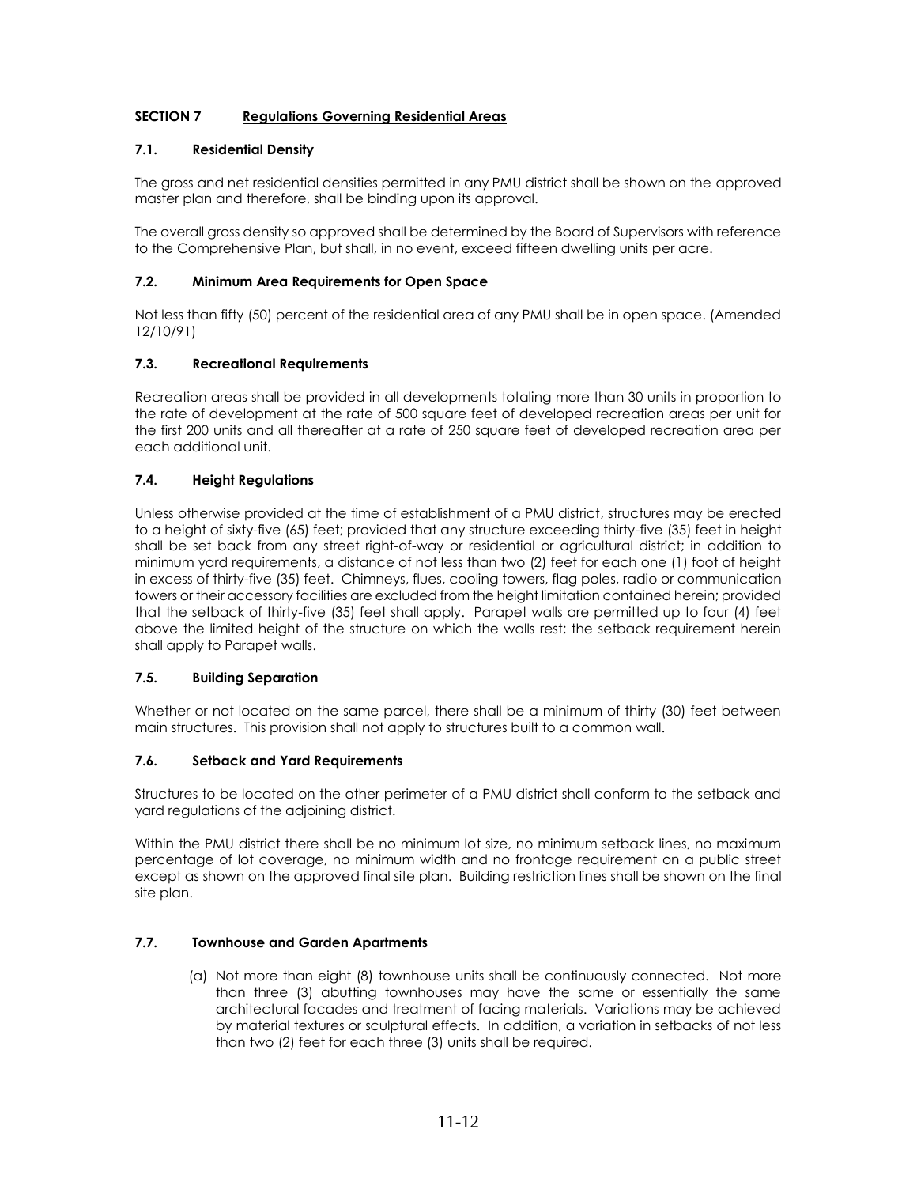## SECTION 7 Regulations Governing Residential Areas

### 7.1. Residential Density

The gross and net residential densities permitted in any PMU district shall be shown on the approved master plan and therefore, shall be binding upon its approval.

The overall gross density so approved shall be determined by the Board of Supervisors with reference to the Comprehensive Plan, but shall, in no event, exceed fifteen dwelling units per acre.

### 7.2. Minimum Area Requirements for Open Space

Not less than fifty (50) percent of the residential area of any PMU shall be in open space. (Amended 12/10/91)

### 7.3. Recreational Requirements

Recreation areas shall be provided in all developments totaling more than 30 units in proportion to the rate of development at the rate of 500 square feet of developed recreation areas per unit for the first 200 units and all thereafter at a rate of 250 square feet of developed recreation area per each additional unit.

### 7.4. Height Regulations

Unless otherwise provided at the time of establishment of a PMU district, structures may be erected to a height of sixty-five (65) feet; provided that any structure exceeding thirty-five (35) feet in height shall be set back from any street right-of-way or residential or agricultural district; in addition to minimum yard requirements, a distance of not less than two (2) feet for each one (1) foot of height in excess of thirty-five (35) feet. Chimneys, flues, cooling towers, flag poles, radio or communication towers or their accessory facilities are excluded from the height limitation contained herein; provided that the setback of thirty-five (35) feet shall apply. Parapet walls are permitted up to four (4) feet above the limited height of the structure on which the walls rest; the setback requirement herein shall apply to Parapet walls.

### 7.5. Building Separation

Whether or not located on the same parcel, there shall be a minimum of thirty (30) feet between main structures. This provision shall not apply to structures built to a common wall.

### 7.6. Setback and Yard Requirements

Structures to be located on the other perimeter of a PMU district shall conform to the setback and yard regulations of the adjoining district.

Within the PMU district there shall be no minimum lot size, no minimum setback lines, no maximum percentage of lot coverage, no minimum width and no frontage requirement on a public street except as shown on the approved final site plan. Building restriction lines shall be shown on the final site plan.

### 7.7. Townhouse and Garden Apartments

(a) Not more than eight (8) townhouse units shall be continuously connected. Not more than three (3) abutting townhouses may have the same or essentially the same architectural facades and treatment of facing materials. Variations may be achieved by material textures or sculptural effects. In addition, a variation in setbacks of not less than two (2) feet for each three (3) units shall be required.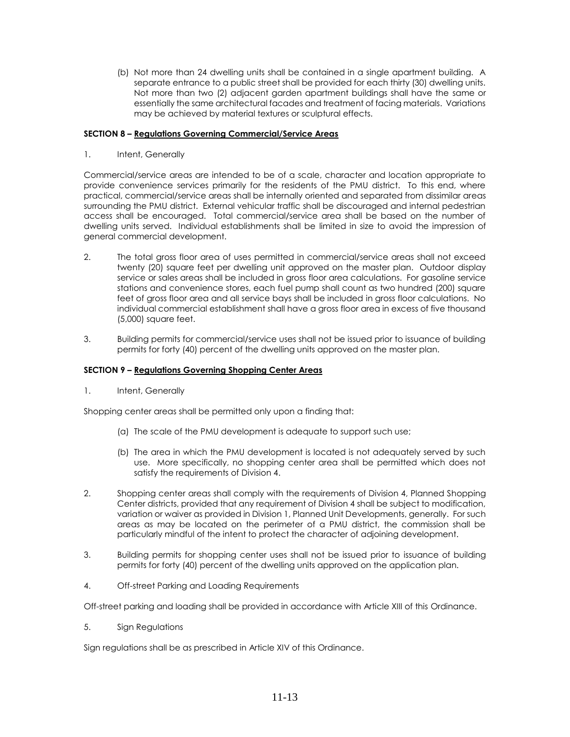(b) Not more than 24 dwelling units shall be contained in a single apartment building. A separate entrance to a public street shall be provided for each thirty (30) dwelling units. Not more than two (2) adjacent garden apartment buildings shall have the same or essentially the same architectural facades and treatment of facing materials. Variations may be achieved by material textures or sculptural effects.

**SECTION 8 – Regulations Governing Commercial/Service Areas**

1. Intent, Generally

Commercial/service areas are intended to be of a scale, character and location appropriate to provide convenience services primarily for the residents of the PMU district. To this end, where practical, commercial/service areas shall be internally oriented and separated from dissimilar areas surrounding the PMU district. External vehicular traffic shall be discouraged and internal pedestrian access shall be encouraged. Total commercial/service area shall be based on the number of dwelling units served. Individual establishments shall be limited in size to avoid the impression of general commercial development.

2. The total gross floor area of uses permitted in commercial/service areas shall not exceed twenty (20) square feet per dwelling unit approved on the master plan. Outdoor display service or sales areas shall be included in gross floor area calculations. For gasoline service stations and convenience stores, each fuel pump shall count as two hundred (200) square feet of gross floor area and all service bays shall be included in gross floor calculations. No individual commercial establishment shall have a gross floor area in excess of five thousand (5,000) square feet.

3. Building permits for commercial/service uses shall not be issued prior to issuance of building permits for forty (40) percent of the dwelling units approved on the master plan.

**SECTION 9 – Regulations Governing Shopping Center Areas**

1. Intent, Generally

Shopping center areas shall be permitted only upon a finding that:

(a) The scale of the PMU development is adequate to support such use;

(b) The area in which the PMU development is located is not adequately served by such use. More specifically, no shopping center area shall be permitted which does not satisfy the requirements of Division 4.

2. Shopping center areas shall comply with the requirements of Division 4, Planned Shopping Center districts, provided that any requirement of Division 4 shall be subject to modification, variation or waiver as provided in Division 1, Planned Unit Developments, generally. For such areas as may be located on the perimeter of a PMU district, the commission shall be particularly mindful of the intent to protect the character of adjoining development.

3. Building permits for shopping center uses shall not be issued prior to issuance of building permits for forty (40) percent of the dwelling units approved on the application plan.

4. Off-street Parking and Loading Requirements

Off-street parking and loading shall be provided in accordance with Article XIII of this Ordinance.

5. Sign Regulations

Sign regulations shall be as prescribed in Article XIV of this Ordinance.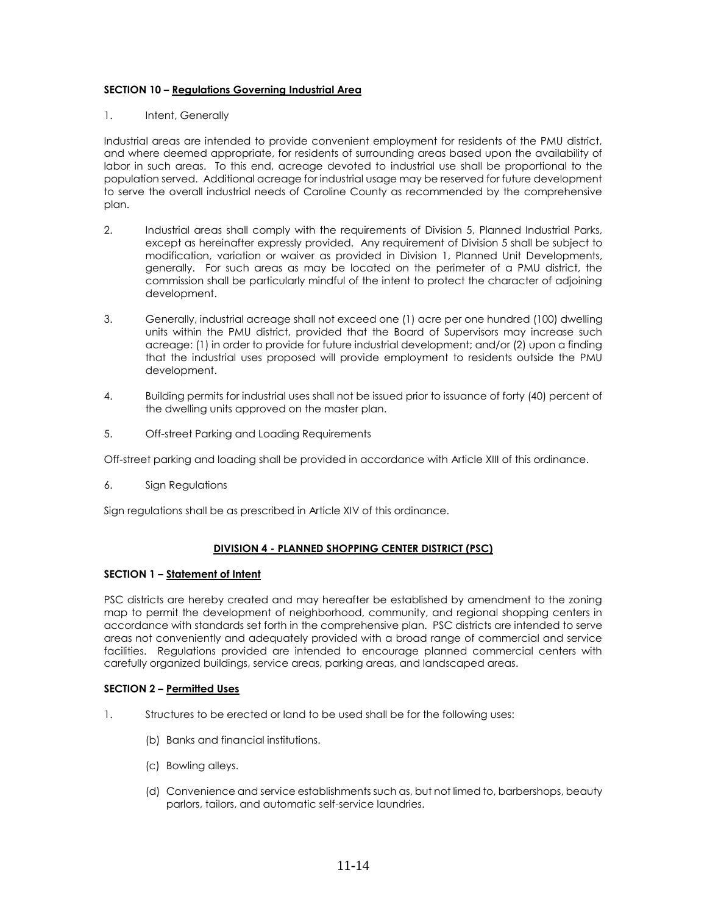**SECTION 10 – Regulations Governing Industrial Area**

1. Intent, Generally

Industrial areas are intended to provide convenient employment for residents of the PMU district, and where deemed appropriate, for residents of surrounding areas based upon the availability of labor in such areas. To this end, acreage devoted to industrial use shall be proportional to the population served. Additional acreage for industrial usage may be reserved for future development to serve the overall industrial needs of Caroline County as recommended by the comprehensive plan.

2. Industrial areas shall comply with the requirements of Division 5, Planned Industrial Parks, except as hereinafter expressly provided. Any requirement of Division 5 shall be subject to modification, variation or waiver as provided in Division 1, Planned Unit Developments, generally. For such areas as may be located on the perimeter of a PMU district, the commission shall be particularly mindful of the intent to protect the character of adjoining development.

3. Generally, industrial acreage shall not exceed one (1) acre per one hundred (100) dwelling units within the PMU district, provided that the Board of Supervisors may increase such acreage: (1) in order to provide for future industrial development; and/or (2) upon a finding that the industrial uses proposed will provide employment to residents outside the PMU development.

4. Building permits for industrial uses shall not be issued prior to issuance of forty (40) percent of the dwelling units approved on the master plan.

5. Off-street Parking and Loading Requirements

Off-street parking and loading shall be provided in accordance with Article XIII of this ordinance.

6. Sign Regulations

Sign regulations shall be as prescribed in Article XIV of this ordinance.

## DIVISION 4 - PLANNED SHOPPING CENTER DISTRICT (PSC)

**SECTION 1 – Statement of Intent**

PSC districts are hereby created and may hereafter be established by amendment to the zoning map to permit the development of neighborhood, community, and regional shopping centers in accordance with standards set forth in the comprehensive plan. PSC districts are intended to serve areas not conveniently and adequately provided with a broad range of commercial and service facilities. Regulations provided are intended to encourage planned commercial centers with carefully organized buildings, service areas, parking areas, and landscaped areas.

**SECTION 2 – Permitted Uses**

1. Structures to be erected or land to be used shall be for the following uses:

   (b) Banks and financial institutions.

   (c) Bowling alleys.

   (d) Convenience and service establishments such as, but not limed to, barbershops, beauty parlors, tailors, and automatic self-service laundries.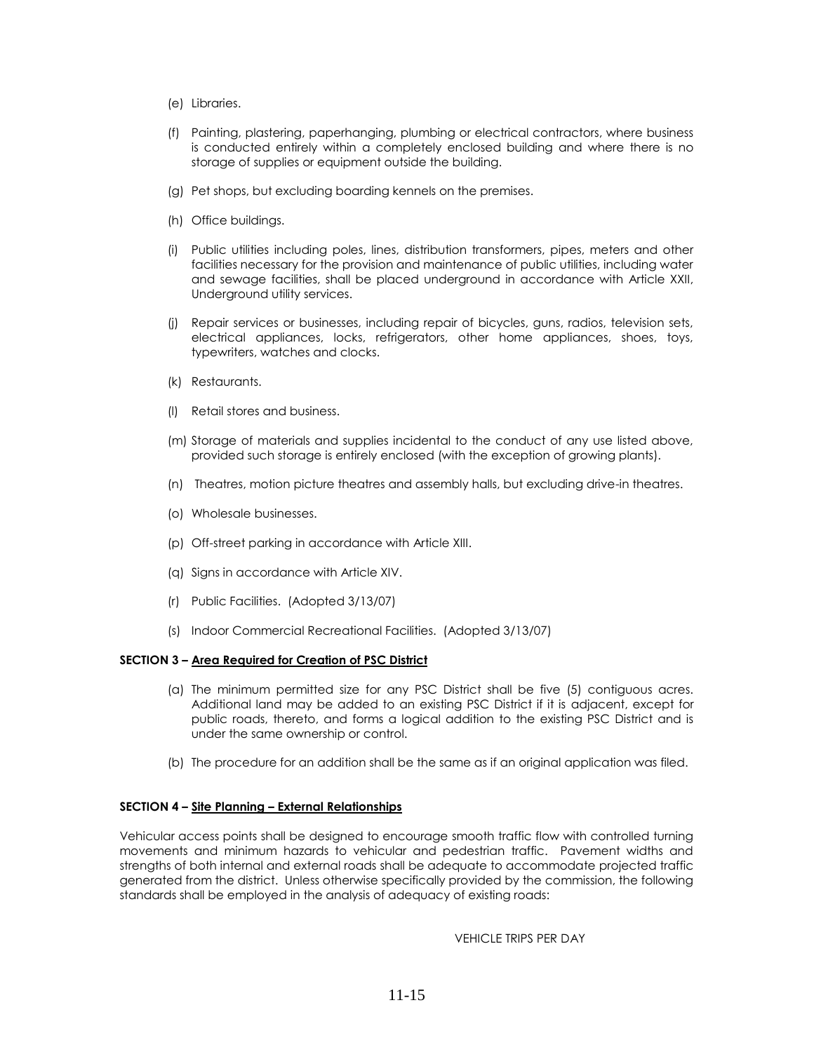(e) Libraries.

(f) Painting, plastering, paperhanging, plumbing or electrical contractors, where business is conducted entirely within a completely enclosed building and where there is no storage of supplies or equipment outside the building.

(g) Pet shops, but excluding boarding kennels on the premises.

(h) Office buildings.

(i) Public utilities including poles, lines, distribution transformers, pipes, meters and other facilities necessary for the provision and maintenance of public utilities, including water and sewage facilities, shall be placed underground in accordance with Article XXII, Underground utility services.

(j) Repair services or businesses, including repair of bicycles, guns, radios, television sets, electrical appliances, locks, refrigerators, other home appliances, shoes, toys, typewriters, watches and clocks.

(k) Restaurants.

(l) Retail stores and business.

(m) Storage of materials and supplies incidental to the conduct of any use listed above, provided such storage is entirely enclosed (with the exception of growing plants).

(n) Theatres, motion picture theatres and assembly halls, but excluding drive-in theatres.

(o) Wholesale businesses.

(p) Off-street parking in accordance with Article XIII.

(q) Signs in accordance with Article XIV.

(r) Public Facilities. (Adopted 3/13/07)

(s) Indoor Commercial Recreational Facilities. (Adopted 3/13/07)

**SECTION 3 – Area Required for Creation of PSC District**

(a) The minimum permitted size for any PSC District shall be five (5) contiguous acres. Additional land may be added to an existing PSC District if it is adjacent, except for public roads, thereto, and forms a logical addition to the existing PSC District and is under the same ownership or control.

(b) The procedure for an addition shall be the same as if an original application was filed.

**SECTION 4 – Site Planning – External Relationships**

Vehicular access points shall be designed to encourage smooth traffic flow with controlled turning movements and minimum hazards to vehicular and pedestrian traffic. Pavement widths and strengths of both internal and external roads shall be adequate to accommodate projected traffic generated from the district. Unless otherwise specifically provided by the commission, the following standards shall be employed in the analysis of adequacy of existing roads:

VEHICLE TRIPS PER DAY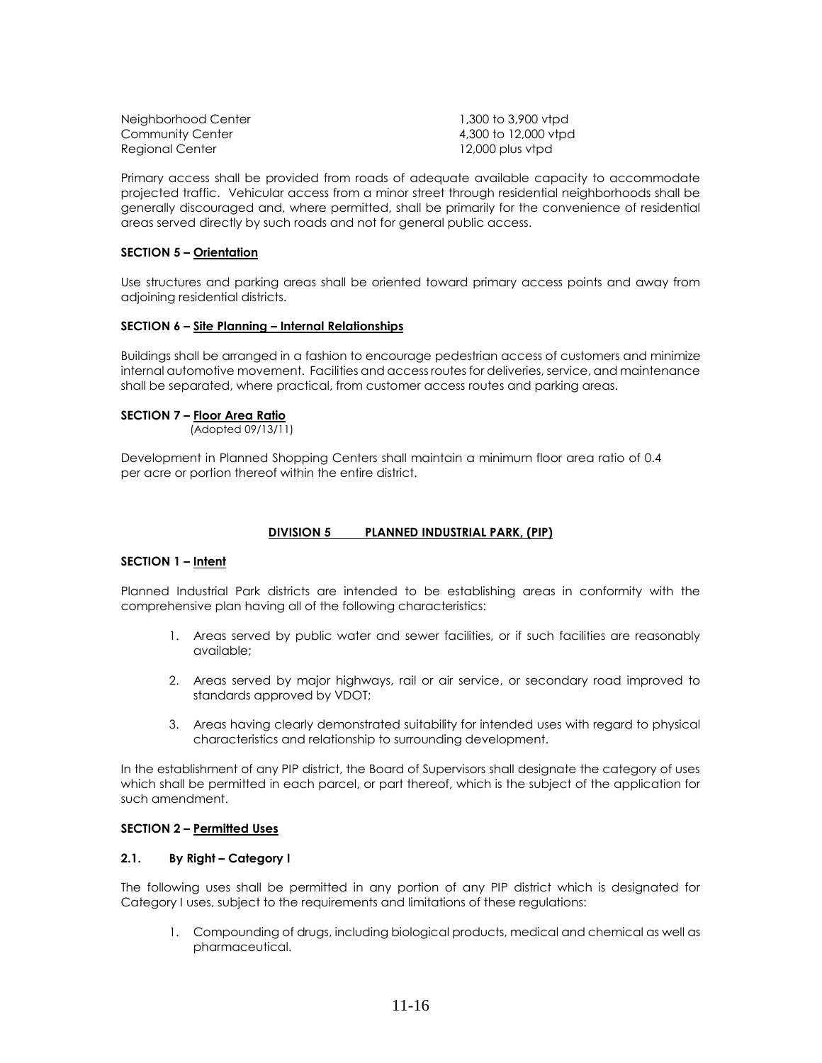| | |
|---|---|
| Neighborhood Center | 1,300 to 3,900 vtpd |
| Community Center | 4,300 to 12,000 vtpd |
| Regional Center | 12,000 plus vtpd |

Primary access shall be provided from roads of adequate available capacity to accommodate projected traffic. Vehicular access from a minor street through residential neighborhoods shall be generally discouraged and, where permitted, shall be primarily for the convenience of residential areas served directly by such roads and not for general public access.

**SECTION 5 – Orientation**

Use structures and parking areas shall be oriented toward primary access points and away from adjoining residential districts.

**SECTION 6 – Site Planning – Internal Relationships**

Buildings shall be arranged in a fashion to encourage pedestrian access of customers and minimize internal automotive movement. Facilities and access routes for deliveries, service, and maintenance shall be separated, where practical, from customer access routes and parking areas.

**SECTION 7 – Floor Area Ratio**
(Adopted 09/13/11)

Development in Planned Shopping Centers shall maintain a minimum floor area ratio of 0.4 per acre or portion thereof within the entire district.

## DIVISION 5 PLANNED INDUSTRIAL PARK, (PIP)

**SECTION 1 – Intent**

Planned Industrial Park districts are intended to be establishing areas in conformity with the comprehensive plan having all of the following characteristics:

1. Areas served by public water and sewer facilities, or if such facilities are reasonably available;
2. Areas served by major highways, rail or air service, or secondary road improved to standards approved by VDOT;
3. Areas having clearly demonstrated suitability for intended uses with regard to physical characteristics and relationship to surrounding development.

In the establishment of any PIP district, the Board of Supervisors shall designate the category of uses which shall be permitted in each parcel, or part thereof, which is the subject of the application for such amendment.

**SECTION 2 – Permitted Uses**

**2.1. By Right – Category I**

The following uses shall be permitted in any portion of any PIP district which is designated for Category I uses, subject to the requirements and limitations of these regulations:

1. Compounding of drugs, including biological products, medical and chemical as well as pharmaceutical.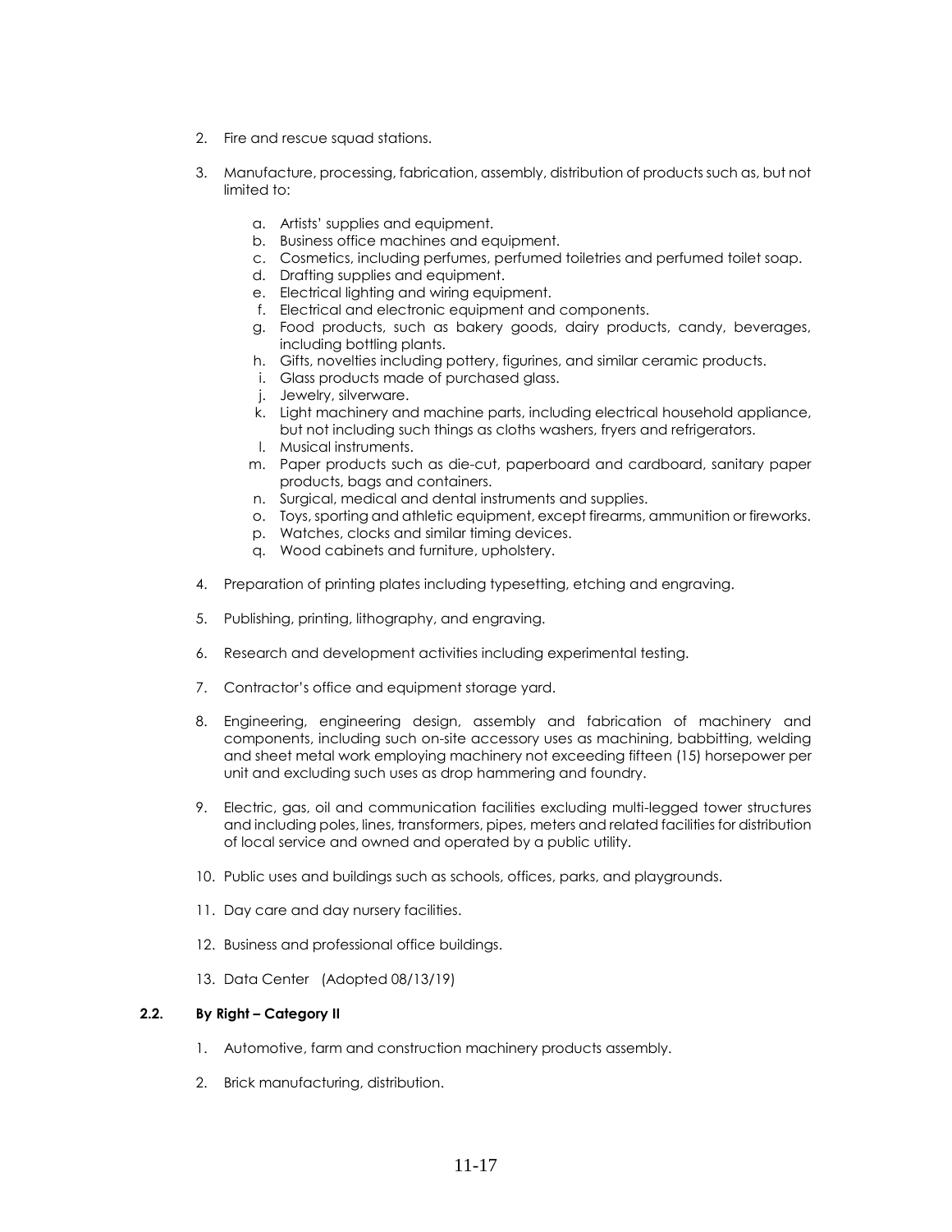2. Fire and rescue squad stations.

3. Manufacture, processing, fabrication, assembly, distribution of products such as, but not limited to:

    a. Artists' supplies and equipment.
    b. Business office machines and equipment.
    c. Cosmetics, including perfumes, perfumed toiletries and perfumed toilet soap.
    d. Drafting supplies and equipment.
    e. Electrical lighting and wiring equipment.
    f. Electrical and electronic equipment and components.
    g. Food products, such as bakery goods, dairy products, candy, beverages, including bottling plants.
    h. Gifts, novelties including pottery, figurines, and similar ceramic products.
    i. Glass products made of purchased glass.
    j. Jewelry, silverware.
    k. Light machinery and machine parts, including electrical household appliance, but not including such things as cloths washers, fryers and refrigerators.
    l. Musical instruments.
    m. Paper products such as die-cut, paperboard and cardboard, sanitary paper products, bags and containers.
    n. Surgical, medical and dental instruments and supplies.
    o. Toys, sporting and athletic equipment, except firearms, ammunition or fireworks.
    p. Watches, clocks and similar timing devices.
    q. Wood cabinets and furniture, upholstery.

4. Preparation of printing plates including typesetting, etching and engraving.

5. Publishing, printing, lithography, and engraving.

6. Research and development activities including experimental testing.

7. Contractor's office and equipment storage yard.

8. Engineering, engineering design, assembly and fabrication of machinery and components, including such on-site accessory uses as machining, babbitting, welding and sheet metal work employing machinery not exceeding fifteen (15) horsepower per unit and excluding such uses as drop hammering and foundry.

9. Electric, gas, oil and communication facilities excluding multi-legged tower structures and including poles, lines, transformers, pipes, meters and related facilities for distribution of local service and owned and operated by a public utility.

10. Public uses and buildings such as schools, offices, parks, and playgrounds.

11. Day care and day nursery facilities.

12. Business and professional office buildings.

13. Data Center (Adopted 08/13/19)

### 2.2. By Right – Category II

1. Automotive, farm and construction machinery products assembly.

2. Brick manufacturing, distribution.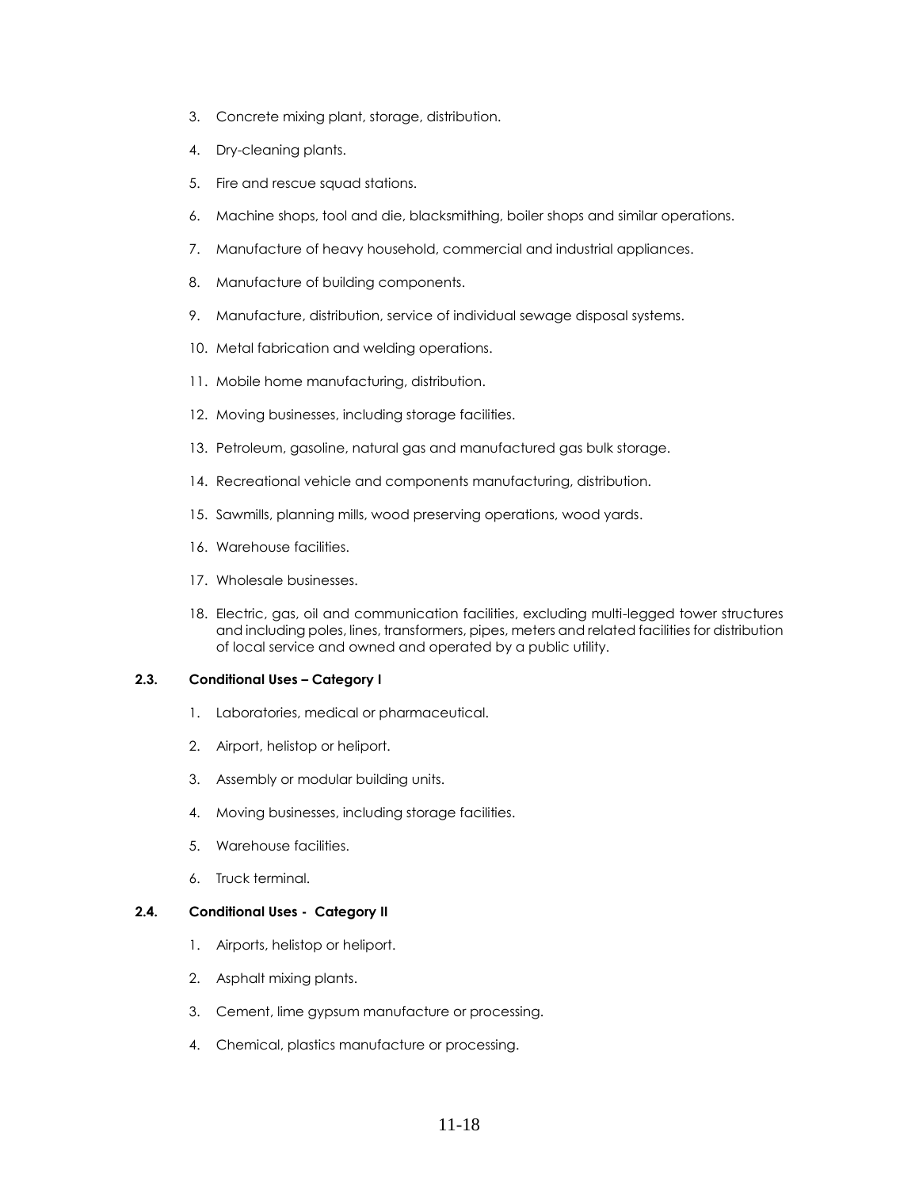3. Concrete mixing plant, storage, distribution.

4. Dry-cleaning plants.

5. Fire and rescue squad stations.

6. Machine shops, tool and die, blacksmithing, boiler shops and similar operations.

7. Manufacture of heavy household, commercial and industrial appliances.

8. Manufacture of building components.

9. Manufacture, distribution, service of individual sewage disposal systems.

10. Metal fabrication and welding operations.

11. Mobile home manufacturing, distribution.

12. Moving businesses, including storage facilities.

13. Petroleum, gasoline, natural gas and manufactured gas bulk storage.

14. Recreational vehicle and components manufacturing, distribution.

15. Sawmills, planning mills, wood preserving operations, wood yards.

16. Warehouse facilities.

17. Wholesale businesses.

18. Electric, gas, oil and communication facilities, excluding multi-legged tower structures and including poles, lines, transformers, pipes, meters and related facilities for distribution of local service and owned and operated by a public utility.

**2.3. Conditional Uses – Category I**

1. Laboratories, medical or pharmaceutical.

2. Airport, helistop or heliport.

3. Assembly or modular building units.

4. Moving businesses, including storage facilities.

5. Warehouse facilities.

6. Truck terminal.

**2.4. Conditional Uses - Category II**

1. Airports, helistop or heliport.

2. Asphalt mixing plants.

3. Cement, lime gypsum manufacture or processing.

4. Chemical, plastics manufacture or processing.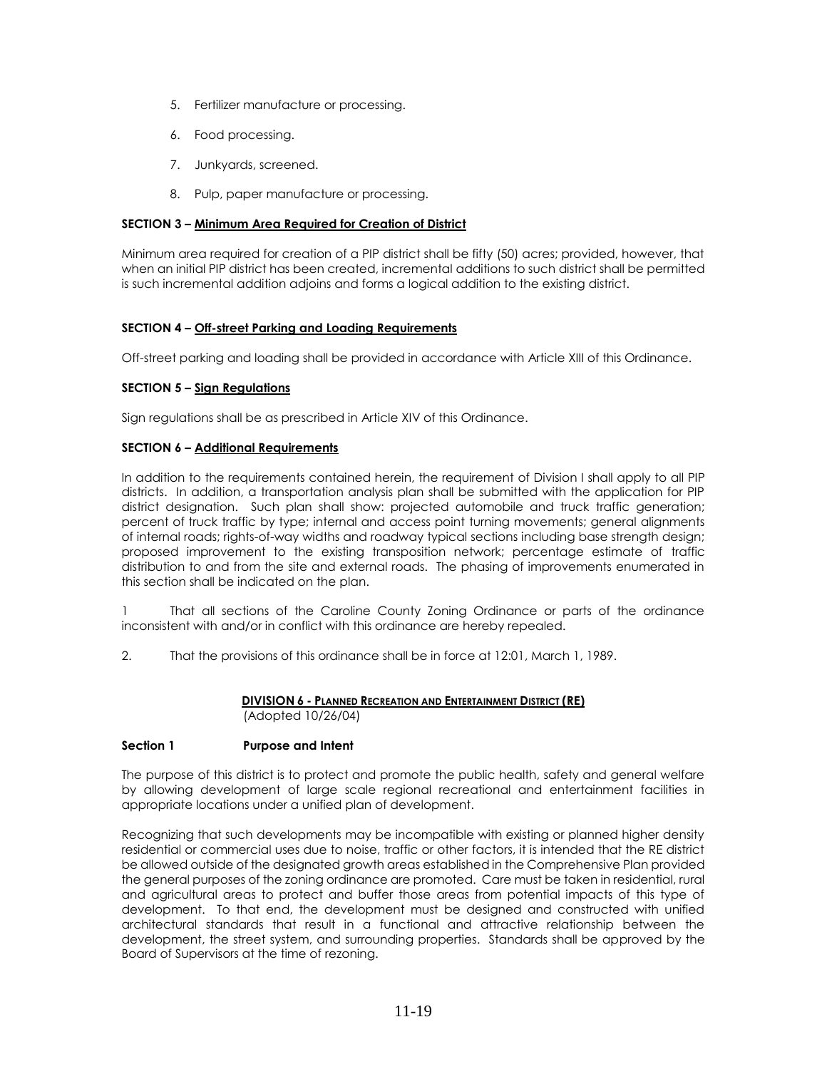5. Fertilizer manufacture or processing.

6. Food processing.

7. Junkyards, screened.

8. Pulp, paper manufacture or processing.

**SECTION 3 – Minimum Area Required for Creation of District**

Minimum area required for creation of a PIP district shall be fifty (50) acres; provided, however, that when an initial PIP district has been created, incremental additions to such district shall be permitted is such incremental addition adjoins and forms a logical addition to the existing district.

**SECTION 4 – Off-street Parking and Loading Requirements**

Off-street parking and loading shall be provided in accordance with Article XIII of this Ordinance.

**SECTION 5 – Sign Regulations**

Sign regulations shall be as prescribed in Article XIV of this Ordinance.

**SECTION 6 – Additional Requirements**

In addition to the requirements contained herein, the requirement of Division I shall apply to all PIP districts. In addition, a transportation analysis plan shall be submitted with the application for PIP district designation. Such plan shall show: projected automobile and truck traffic generation; percent of truck traffic by type; internal and access point turning movements; general alignments of internal roads; rights-of-way widths and roadway typical sections including base strength design; proposed improvement to the existing transposition network; percentage estimate of traffic distribution to and from the site and external roads. The phasing of improvements enumerated in this section shall be indicated on the plan.

1 That all sections of the Caroline County Zoning Ordinance or parts of the ordinance inconsistent with and/or in conflict with this ordinance are hereby repealed.

2. That the provisions of this ordinance shall be in force at 12:01, March 1, 1989.

## DIVISION 6 - PLANNED RECREATION AND ENTERTAINMENT DISTRICT (RE)

(Adopted 10/26/04)

**Section 1 Purpose and Intent**

The purpose of this district is to protect and promote the public health, safety and general welfare by allowing development of large scale regional recreational and entertainment facilities in appropriate locations under a unified plan of development.

Recognizing that such developments may be incompatible with existing or planned higher density residential or commercial uses due to noise, traffic or other factors, it is intended that the RE district be allowed outside of the designated growth areas established in the Comprehensive Plan provided the general purposes of the zoning ordinance are promoted. Care must be taken in residential, rural and agricultural areas to protect and buffer those areas from potential impacts of this type of development. To that end, the development must be designed and constructed with unified architectural standards that result in a functional and attractive relationship between the development, the street system, and surrounding properties. Standards shall be approved by the Board of Supervisors at the time of rezoning.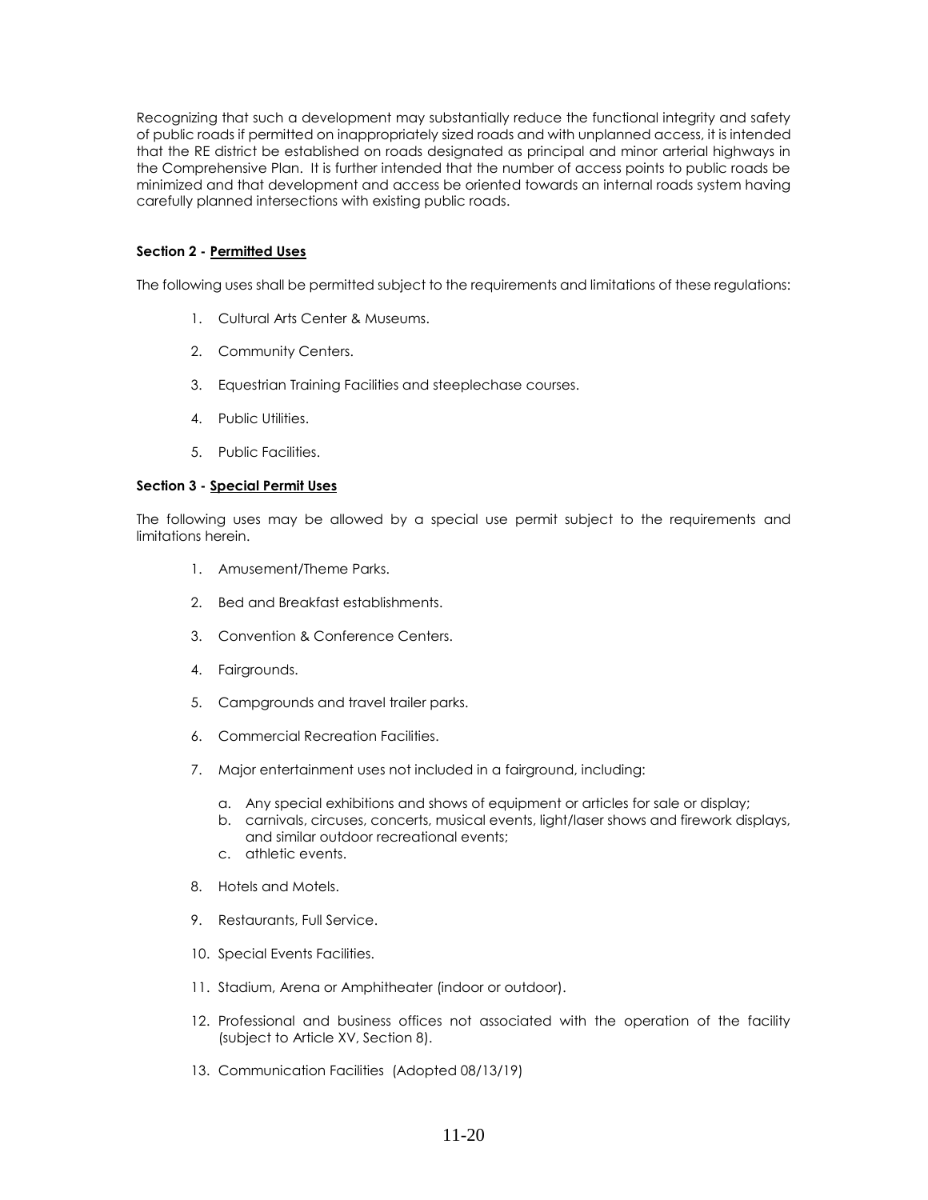Recognizing that such a development may substantially reduce the functional integrity and safety of public roads if permitted on inappropriately sized roads and with unplanned access, it is intended that the RE district be established on roads designated as principal and minor arterial highways in the Comprehensive Plan. It is further intended that the number of access points to public roads be minimized and that development and access be oriented towards an internal roads system having carefully planned intersections with existing public roads.

**Section 2 - <u>Permitted Uses</u>**

The following uses shall be permitted subject to the requirements and limitations of these regulations:

1. Cultural Arts Center & Museums.
2. Community Centers.
3. Equestrian Training Facilities and steeplechase courses.
4. Public Utilities.
5. Public Facilities.

**Section 3 - <u>Special Permit Uses</u>**

The following uses may be allowed by a special use permit subject to the requirements and limitations herein.

1. Amusement/Theme Parks.
2. Bed and Breakfast establishments.
3. Convention & Conference Centers.
4. Fairgrounds.
5. Campgrounds and travel trailer parks.
6. Commercial Recreation Facilities.
7. Major entertainment uses not included in a fairground, including:
   a. Any special exhibitions and shows of equipment or articles for sale or display;
   b. carnivals, circuses, concerts, musical events, light/laser shows and firework displays, and similar outdoor recreational events;
   c. athletic events.
8. Hotels and Motels.
9. Restaurants, Full Service.
10. Special Events Facilities.
11. Stadium, Arena or Amphitheater (indoor or outdoor).
12. Professional and business offices not associated with the operation of the facility (subject to Article XV, Section 8).
13. Communication Facilities (Adopted 08/13/19)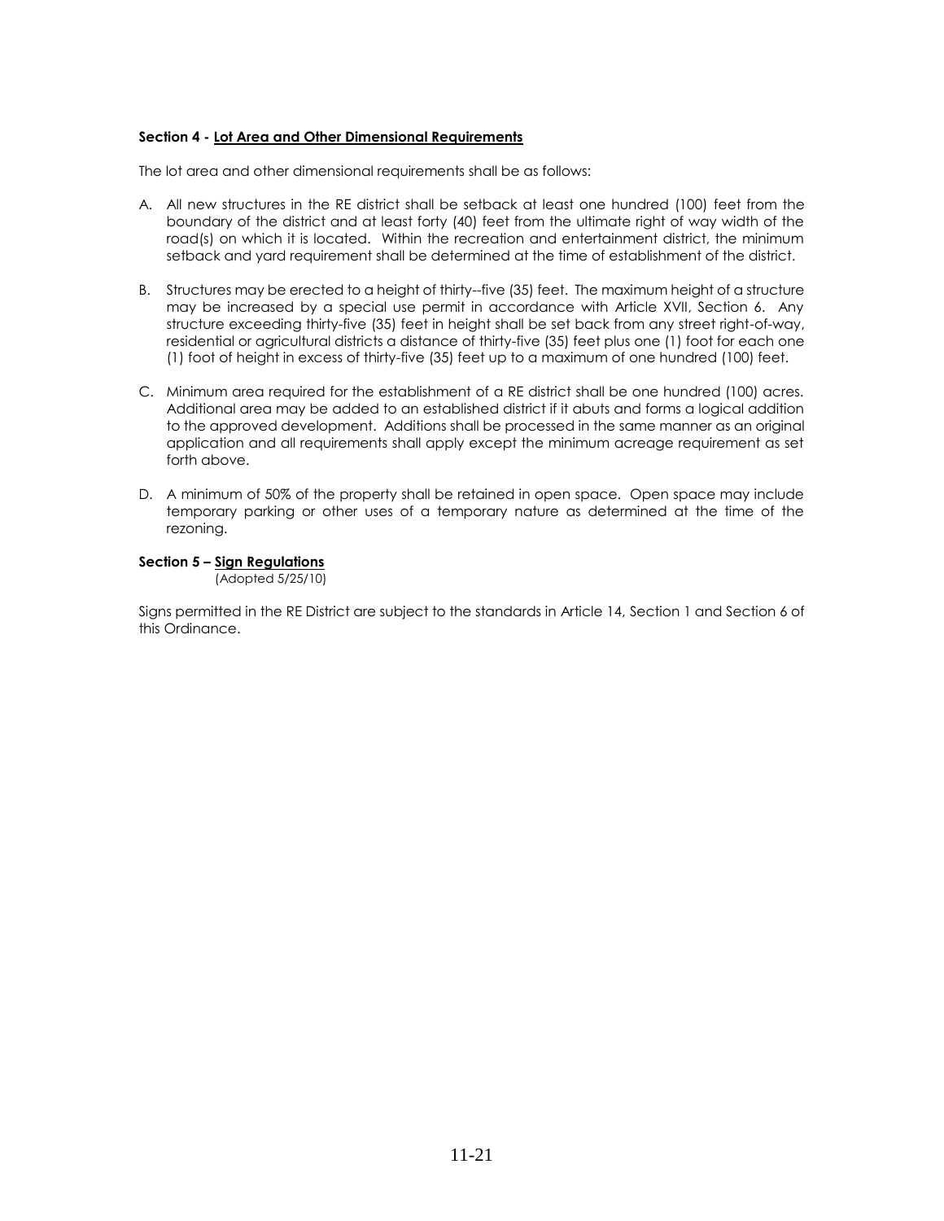**Section 4 - Lot Area and Other Dimensional Requirements**

The lot area and other dimensional requirements shall be as follows:

A. All new structures in the RE district shall be setback at least one hundred (100) feet from the boundary of the district and at least forty (40) feet from the ultimate right of way width of the road(s) on which it is located. Within the recreation and entertainment district, the minimum setback and yard requirement shall be determined at the time of establishment of the district.

B. Structures may be erected to a height of thirty--five (35) feet. The maximum height of a structure may be increased by a special use permit in accordance with Article XVII, Section 6. Any structure exceeding thirty-five (35) feet in height shall be set back from any street right-of-way, residential or agricultural districts a distance of thirty-five (35) feet plus one (1) foot for each one (1) foot of height in excess of thirty-five (35) feet up to a maximum of one hundred (100) feet.

C. Minimum area required for the establishment of a RE district shall be one hundred (100) acres. Additional area may be added to an established district if it abuts and forms a logical addition to the approved development. Additions shall be processed in the same manner as an original application and all requirements shall apply except the minimum acreage requirement as set forth above.

D. A minimum of 50% of the property shall be retained in open space. Open space may include temporary parking or other uses of a temporary nature as determined at the time of the rezoning.

**Section 5 – Sign Regulations**
(Adopted 5/25/10)

Signs permitted in the RE District are subject to the standards in Article 14, Section 1 and Section 6 of this Ordinance.